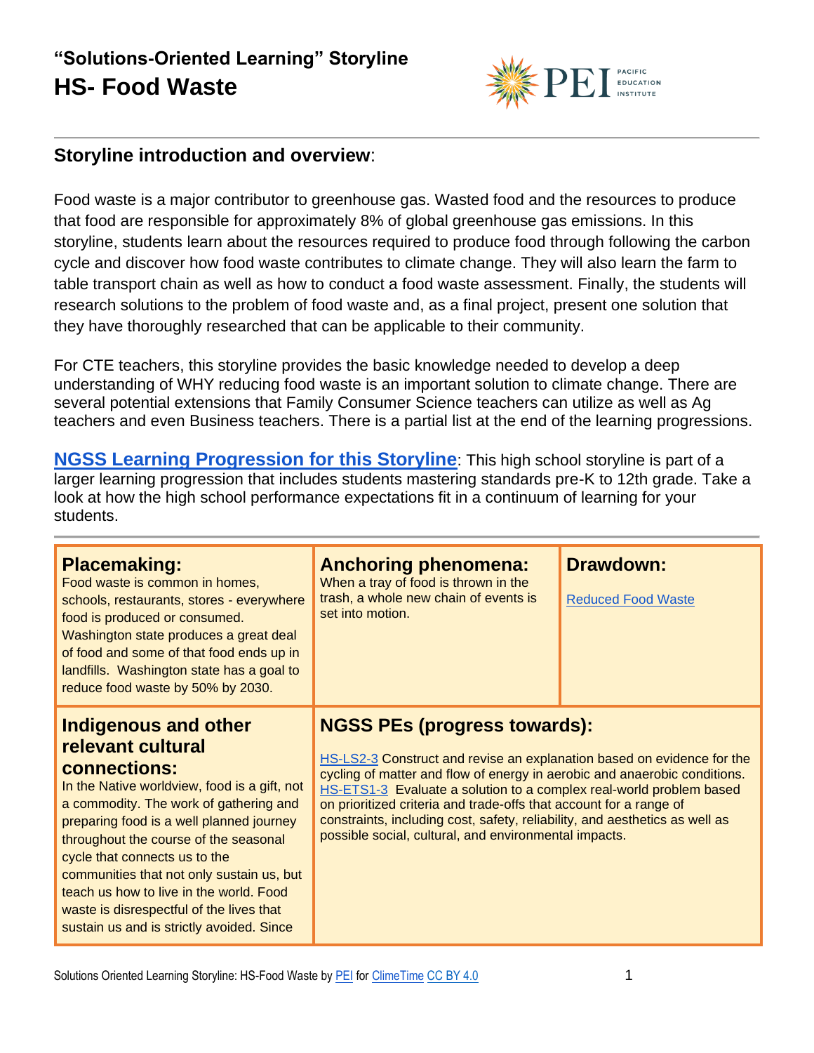# "Solutions-Oriented Learning" Storyline
# HS- Food Waste

## Storyline introduction and overview:

Food waste is a major contributor to greenhouse gas. Wasted food and the resources to produce that food are responsible for approximately 8% of global greenhouse gas emissions. In this storyline, students learn about the resources required to produce food through following the carbon cycle and discover how food waste contributes to climate change. They will also learn the farm to table transport chain as well as how to conduct a food waste assessment. Finally, the students will research solutions to the problem of food waste and, as a final project, present one solution that they have thoroughly researched that can be applicable to their community.

For CTE teachers, this storyline provides the basic knowledge needed to develop a deep understanding of WHY reducing food waste is an important solution to climate change. There are several potential extensions that Family Consumer Science teachers can utilize as well as Ag teachers and even Business teachers. There is a partial list at the end of the learning progressions.

**NGSS Learning Progression for this Storyline**: This high school storyline is part of a larger learning progression that includes students mastering standards pre-K to 12th grade. Take a look at how the high school performance expectations fit in a continuum of learning for your students.

| **Placemaking:** | **Anchoring phenomena:** | **Drawdown:** |
|---|---|---|
| Food waste is common in homes, schools, restaurants, stores - everywhere food is produced or consumed. Washington state produces a great deal of food and some of that food ends up in landfills. Washington state has a goal to reduce food waste by 50% by 2030. | When a tray of food is thrown in the trash, a whole new chain of events is set into motion. | Reduced Food Waste |

| **Indigenous and other relevant cultural connections:** | **NGSS PEs (progress towards):** |
|---|---|
| In the Native worldview, food is a gift, not a commodity. The work of gathering and preparing food is a well planned journey throughout the course of the seasonal cycle that connects us to the communities that not only sustain us, but teach us how to live in the world. Food waste is disrespectful of the lives that sustain us and is strictly avoided. Since | HS-LS2-3 Construct and revise an explanation based on evidence for the cycling of matter and flow of energy in aerobic and anaerobic conditions.<br>HS-ETS1-3 Evaluate a solution to a complex real-world problem based on prioritized criteria and trade-offs that account for a range of constraints, including cost, safety, reliability, and aesthetics as well as possible social, cultural, and environmental impacts. |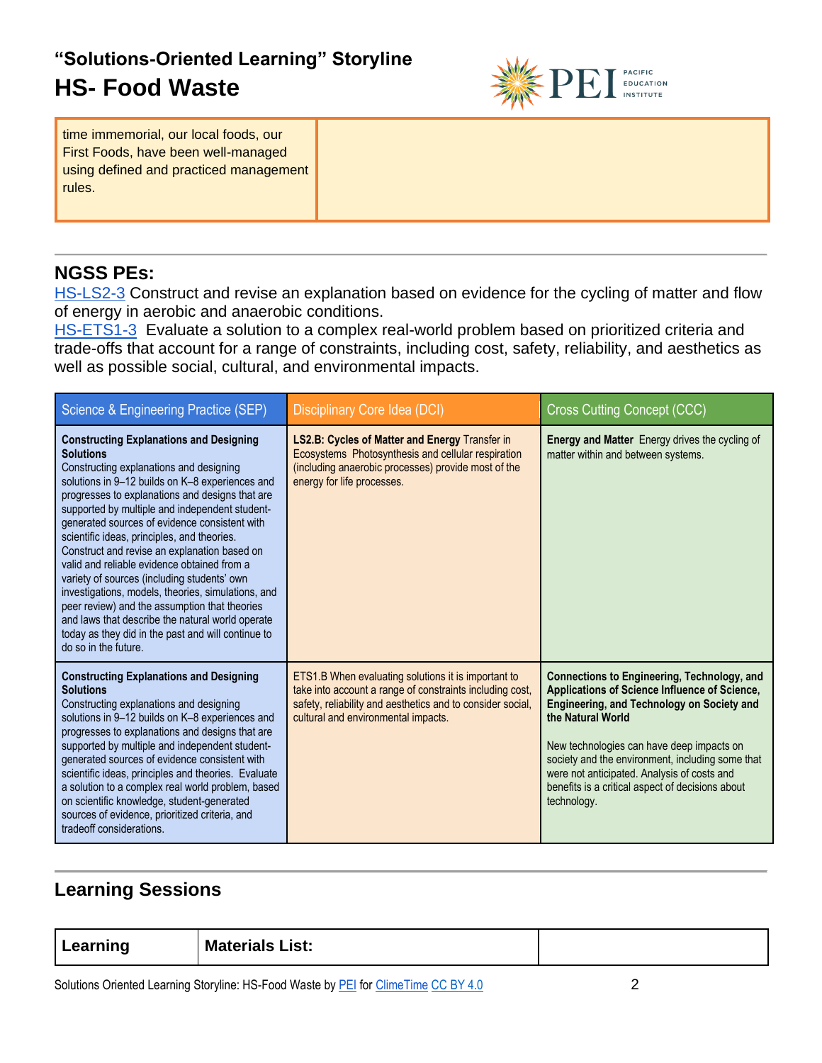| time immemorial, our local foods, our First Foods, have been well-managed using defined and practiced management rules. | |
|---|---|

## NGSS PEs:

HS-LS2-3 Construct and revise an explanation based on evidence for the cycling of matter and flow of energy in aerobic and anaerobic conditions.
HS-ETS1-3 Evaluate a solution to a complex real-world problem based on prioritized criteria and trade-offs that account for a range of constraints, including cost, safety, reliability, and aesthetics as well as possible social, cultural, and environmental impacts.

| Science & Engineering Practice (SEP) | Disciplinary Core Idea (DCI) | Cross Cutting Concept (CCC) |
|---|---|---|
| **Constructing Explanations and Designing Solutions** Constructing explanations and designing solutions in 9–12 builds on K–8 experiences and progresses to explanations and designs that are supported by multiple and independent student-generated sources of evidence consistent with scientific ideas, principles, and theories. Construct and revise an explanation based on valid and reliable evidence obtained from a variety of sources (including students' own investigations, models, theories, simulations, and peer review) and the assumption that theories and laws that describe the natural world operate today as they did in the past and will continue to do so in the future. | **LS2.B: Cycles of Matter and Energy** Transfer in Ecosystems Photosynthesis and cellular respiration (including anaerobic processes) provide most of the energy for life processes. | **Energy and Matter** Energy drives the cycling of matter within and between systems. |
| **Constructing Explanations and Designing Solutions** Constructing explanations and designing solutions in 9–12 builds on K–8 experiences and progresses to explanations and designs that are supported by multiple and independent student-generated sources of evidence consistent with scientific ideas, principles and theories. Evaluate a solution to a complex real world problem, based on scientific knowledge, student-generated sources of evidence, prioritized criteria, and tradeoff considerations. | ETS1.B When evaluating solutions it is important to take into account a range of constraints including cost, safety, reliability and aesthetics and to consider social, cultural and environmental impacts. | **Connections to Engineering, Technology, and Applications of Science Influence of Science, Engineering, and Technology on Society and the Natural World** New technologies can have deep impacts on society and the environment, including some that were not anticipated. Analysis of costs and benefits is a critical aspect of decisions about technology. |

## Learning Sessions

| Learning | Materials List: | |
|---|---|---|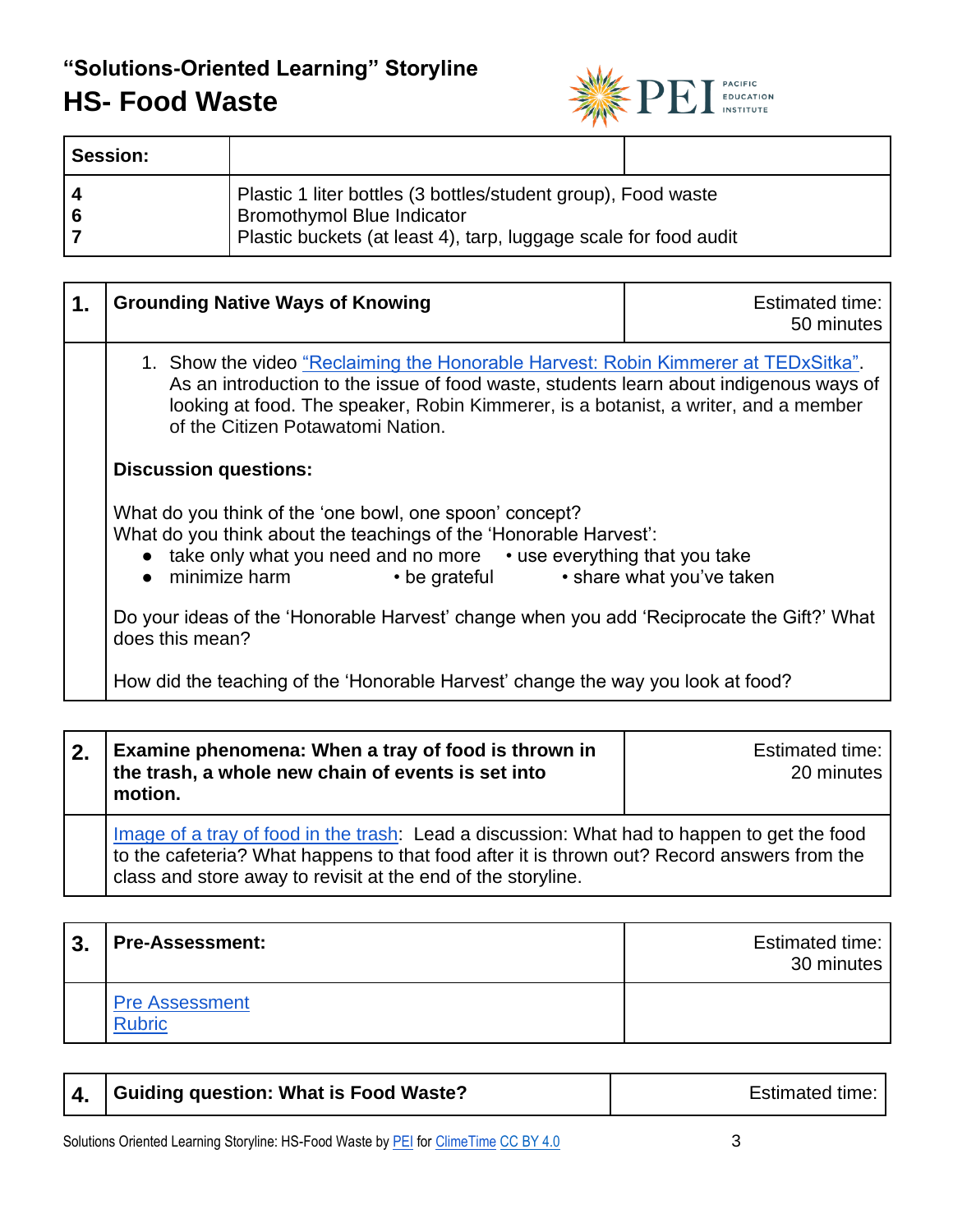## "Solutions-Oriented Learning" Storyline

# HS- Food Waste

| Session: | | |
|---|---|---|
| 4<br>6<br>7 | Plastic 1 liter bottles (3 bottles/student group), Food waste<br>Bromothymol Blue Indicator<br>Plastic buckets (at least 4), tarp, luggage scale for food audit | |

| 1. | **Grounding Native Ways of Knowing** | Estimated time: 50 minutes |
|---|---|---|
| | 1. Show the video "Reclaiming the Honorable Harvest: Robin Kimmerer at TEDxSitka". As an introduction to the issue of food waste, students learn about indigenous ways of looking at food. The speaker, Robin Kimmerer, is a botanist, a writer, and a member of the Citizen Potawatomi Nation.<br><br>**Discussion questions:**<br><br>What do you think of the 'one bowl, one spoon' concept?<br>What do you think about the teachings of the 'Honorable Harvest':<br>• take only what you need and no more • use everything that you take<br>• minimize harm • be grateful • share what you've taken<br><br>Do your ideas of the 'Honorable Harvest' change when you add 'Reciprocate the Gift?' What does this mean?<br><br>How did the teaching of the 'Honorable Harvest' change the way you look at food? | |

| 2. | **Examine phenomena: When a tray of food is thrown in the trash, a whole new chain of events is set into motion.** | Estimated time: 20 minutes |
|---|---|---|
| | Image of a tray of food in the trash: Lead a discussion: What had to happen to get the food to the cafeteria? What happens to that food after it is thrown out? Record answers from the class and store away to revisit at the end of the storyline. | |

| 3. | **Pre-Assessment:** | Estimated time: 30 minutes |
|---|---|---|
| | Pre Assessment<br>Rubric | |

| 4. | **Guiding question: What is Food Waste?** | Estimated time: |
|---|---|---|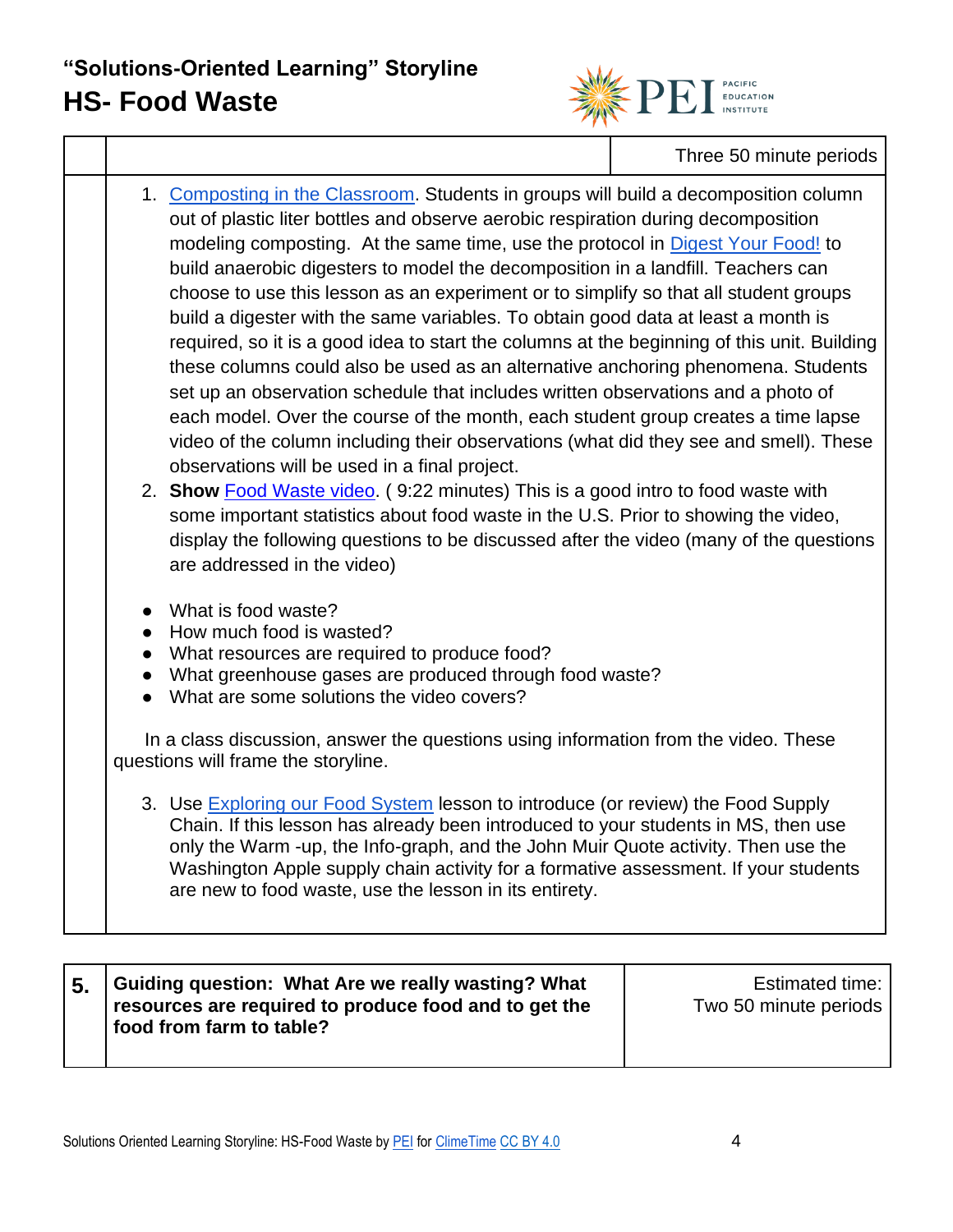| | | Three 50 minute periods |
|---|---|---|

1. Composting in the Classroom. Students in groups will build a decomposition column out of plastic liter bottles and observe aerobic respiration during decomposition modeling composting. At the same time, use the protocol in Digest Your Food! to build anaerobic digesters to model the decomposition in a landfill. Teachers can choose to use this lesson as an experiment or to simplify so that all student groups build a digester with the same variables. To obtain good data at least a month is required, so it is a good idea to start the columns at the beginning of this unit. Building these columns could also be used as an alternative anchoring phenomena. Students set up an observation schedule that includes written observations and a photo of each model. Over the course of the month, each student group creates a time lapse video of the column including their observations (what did they see and smell). These observations will be used in a final project.
2. **Show** Food Waste video. ( 9:22 minutes) This is a good intro to food waste with some important statistics about food waste in the U.S. Prior to showing the video, display the following questions to be discussed after the video (many of the questions are addressed in the video)

- What is food waste?
- How much food is wasted?
- What resources are required to produce food?
- What greenhouse gases are produced through food waste?
- What are some solutions the video covers?

In a class discussion, answer the questions using information from the video. These questions will frame the storyline.

3. Use Exploring our Food System lesson to introduce (or review) the Food Supply Chain. If this lesson has already been introduced to your students in MS, then use only the Warm -up, the Info-graph, and the John Muir Quote activity. Then use the Washington Apple supply chain activity for a formative assessment. If your students are new to food waste, use the lesson in its entirety.

| 5. | **Guiding question: What Are we really wasting? What resources are required to produce food and to get the food from farm to table?** | Estimated time: Two 50 minute periods |
|---|---|---|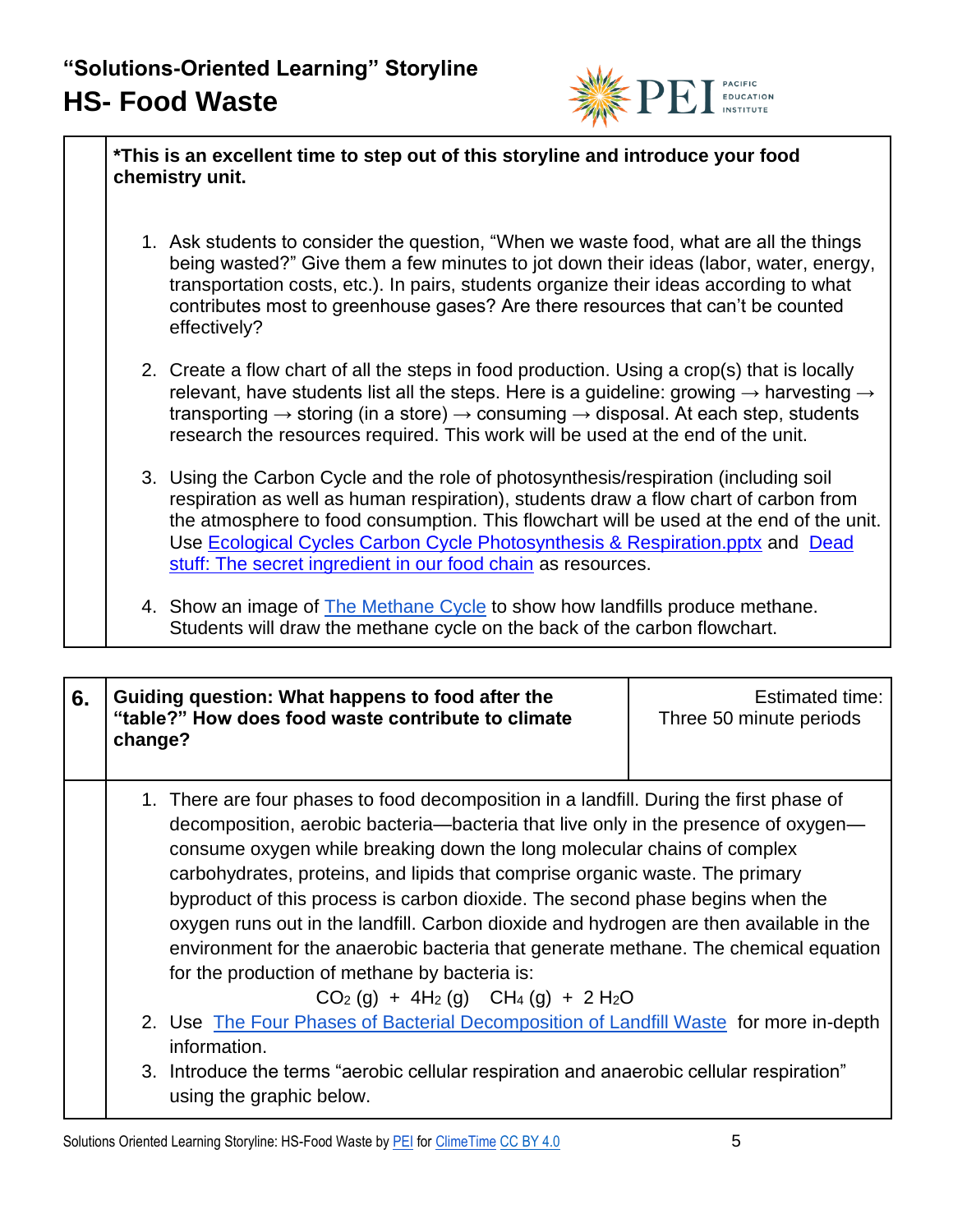**\*This is an excellent time to step out of this storyline and introduce your food chemistry unit.**

1. Ask students to consider the question, "When we waste food, what are all the things being wasted?" Give them a few minutes to jot down their ideas (labor, water, energy, transportation costs, etc.). In pairs, students organize their ideas according to what contributes most to greenhouse gases? Are there resources that can't be counted effectively?

2. Create a flow chart of all the steps in food production. Using a crop(s) that is locally relevant, have students list all the steps. Here is a guideline: growing → harvesting → transporting → storing (in a store) → consuming → disposal. At each step, students research the resources required. This work will be used at the end of the unit.

3. Using the Carbon Cycle and the role of photosynthesis/respiration (including soil respiration as well as human respiration), students draw a flow chart of carbon from the atmosphere to food consumption. This flowchart will be used at the end of the unit. Use Ecological Cycles Carbon Cycle Photosynthesis & Respiration.pptx and Dead stuff: The secret ingredient in our food chain as resources.

4. Show an image of The Methane Cycle to show how landfills produce methane. Students will draw the methane cycle on the back of the carbon flowchart.

| 6. | Guiding question: What happens to food after the "table?" How does food waste contribute to climate change? | Estimated time: Three 50 minute periods |
|---|---|---|

1. There are four phases to food decomposition in a landfill. During the first phase of decomposition, aerobic bacteria—bacteria that live only in the presence of oxygen—consume oxygen while breaking down the long molecular chains of complex carbohydrates, proteins, and lipids that comprise organic waste. The primary byproduct of this process is carbon dioxide. The second phase begins when the oxygen runs out in the landfill. Carbon dioxide and hydrogen are then available in the environment for the anaerobic bacteria that generate methane. The chemical equation for the production of methane by bacteria is:

$$CO_2 (g) + 4H_2 (g) \quad CH_4 (g) + 2 H_2O$$

2. Use The Four Phases of Bacterial Decomposition of Landfill Waste for more in-depth information.
3. Introduce the terms "aerobic cellular respiration and anaerobic cellular respiration" using the graphic below.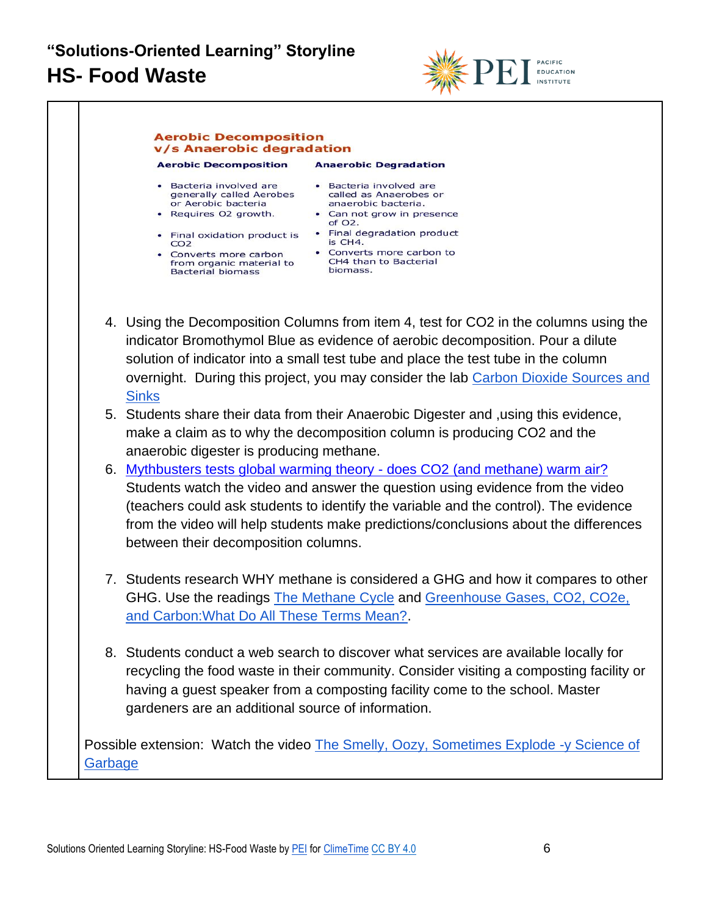**Aerobic Decomposition v/s Anaerobic degradation**

| Aerobic Decomposition | Anaerobic Degradation |
| --- | --- |
| • Bacteria involved are generally called Aerobes or Aerobic bacteria | • Bacteria involved are called as Anaerobes or anaerobic bacteria. |
| • Requires O2 growth. | • Can not grow in presence of O2. |
| • Final oxidation product is CO2 | • Final degradation product is CH4. |
| • Converts more carbon from organic material to Bacterial biomass | • Converts more carbon to CH4 than to Bacterial biomass. |

4. Using the Decomposition Columns from item 4, test for $CO_2$ in the columns using the indicator Bromothymol Blue as evidence of aerobic decomposition. Pour a dilute solution of indicator into a small test tube and place the test tube in the column overnight. During this project, you may consider the lab Carbon Dioxide Sources and Sinks
5. Students share their data from their Anaerobic Digester and ,using this evidence, make a claim as to why the decomposition column is producing $CO_2$ and the anaerobic digester is producing methane.
6. Mythbusters tests global warming theory - does $CO_2$ (and methane) warm air? Students watch the video and answer the question using evidence from the video (teachers could ask students to identify the variable and the control). The evidence from the video will help students make predictions/conclusions about the differences between their decomposition columns.
7. Students research WHY methane is considered a GHG and how it compares to other GHG. Use the readings The Methane Cycle and Greenhouse Gases, $CO_2$, $CO_2e$, and Carbon:What Do All These Terms Mean?.
8. Students conduct a web search to discover what services are available locally for recycling the food waste in their community. Consider visiting a composting facility or having a guest speaker from a composting facility come to the school. Master gardeners are an additional source of information.

Possible extension: Watch the video The Smelly, Oozy, Sometimes Explode -y Science of Garbage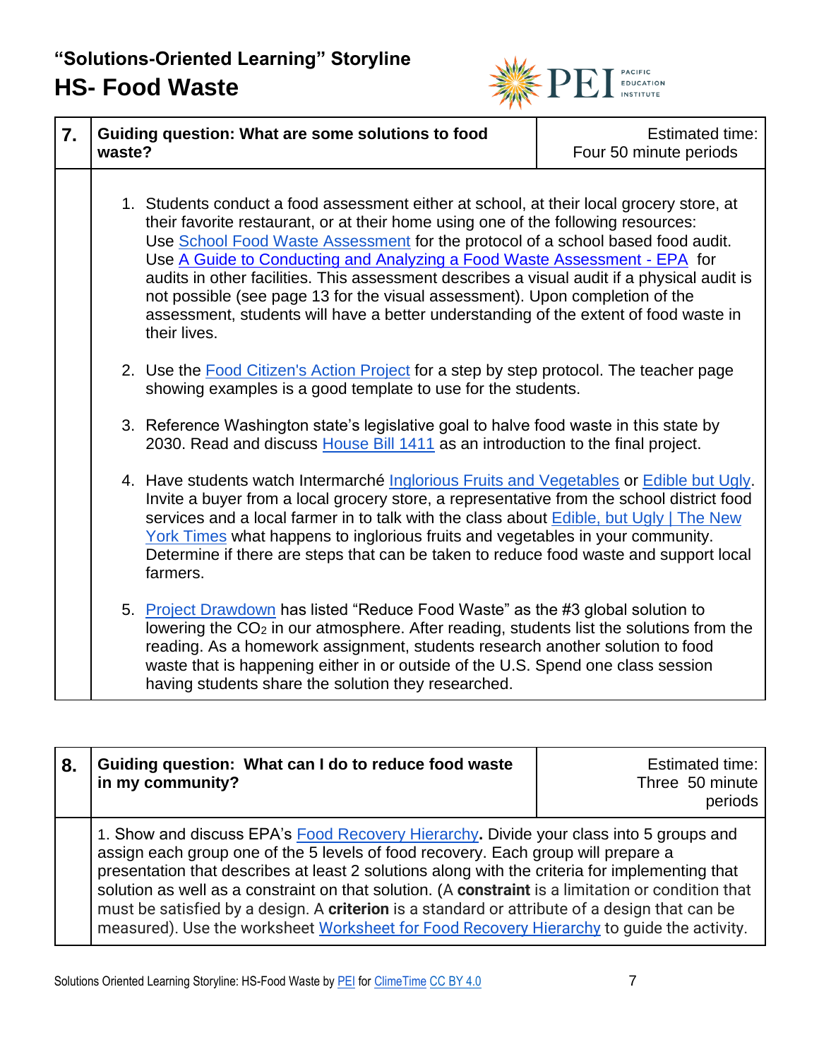# "Solutions-Oriented Learning" Storyline
## HS- Food Waste

| 7. | Guiding question: What are some solutions to food waste? | Estimated time: Four 50 minute periods |
|---|---|---|
| | 1. Students conduct a food assessment either at school, at their local grocery store, at their favorite restaurant, or at their home using one of the following resources: Use School Food Waste Assessment for the protocol of a school based food audit. Use A Guide to Conducting and Analyzing a Food Waste Assessment - EPA for audits in other facilities. This assessment describes a visual audit if a physical audit is not possible (see page 13 for the visual assessment). Upon completion of the assessment, students will have a better understanding of the extent of food waste in their lives.<br><br>2. Use the Food Citizen's Action Project for a step by step protocol. The teacher page showing examples is a good template to use for the students.<br><br>3. Reference Washington state's legislative goal to halve food waste in this state by 2030. Read and discuss House Bill 1411 as an introduction to the final project.<br><br>4. Have students watch Intermarché Inglorious Fruits and Vegetables or Edible but Ugly. Invite a buyer from a local grocery store, a representative from the school district food services and a local farmer in to talk with the class about Edible, but Ugly \| The New York Times what happens to inglorious fruits and vegetables in your community. Determine if there are steps that can be taken to reduce food waste and support local farmers.<br><br>5. Project Drawdown has listed "Reduce Food Waste" as the #3 global solution to lowering the $CO_2$ in our atmosphere. After reading, students list the solutions from the reading. As a homework assignment, students research another solution to food waste that is happening either in or outside of the U.S. Spend one class session having students share the solution they researched. | |

| 8. | Guiding question: What can I do to reduce food waste in my community? | Estimated time: Three 50 minute periods |
|---|---|---|
| | 1. Show and discuss EPA's Food Recovery Hierarchy**.** Divide your class into 5 groups and assign each group one of the 5 levels of food recovery. Each group will prepare a presentation that describes at least 2 solutions along with the criteria for implementing that solution as well as a constraint on that solution. (A **constraint** is a limitation or condition that must be satisfied by a design. A **criterion** is a standard or attribute of a design that can be measured). Use the worksheet Worksheet for Food Recovery Hierarchy to guide the activity. | |

Solutions Oriented Learning Storyline: HS-Food Waste by PEI for ClimeTime CC BY 4.0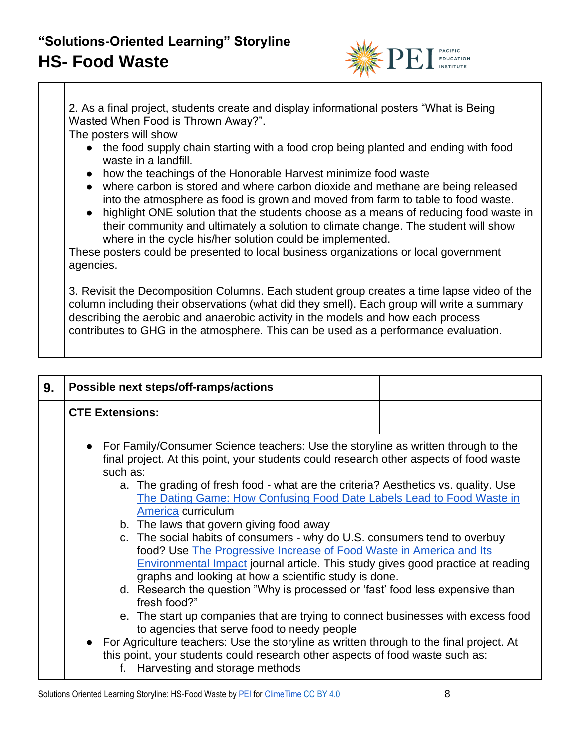2. As a final project, students create and display informational posters "What is Being Wasted When Food is Thrown Away?".
The posters will show

- the food supply chain starting with a food crop being planted and ending with food waste in a landfill.
- how the teachings of the Honorable Harvest minimize food waste
- where carbon is stored and where carbon dioxide and methane are being released into the atmosphere as food is grown and moved from farm to table to food waste.
- highlight ONE solution that the students choose as a means of reducing food waste in their community and ultimately a solution to climate change. The student will show where in the cycle his/her solution could be implemented.

These posters could be presented to local business organizations or local government agencies.

3. Revisit the Decomposition Columns. Each student group creates a time lapse video of the column including their observations (what did they smell). Each group will write a summary describing the aerobic and anaerobic activity in the models and how each process contributes to GHG in the atmosphere. This can be used as a performance evaluation.

| 9. | Possible next steps/off-ramps/actions | |
|---|---|---|
| | **CTE Extensions:** | |

- For Family/Consumer Science teachers: Use the storyline as written through to the final project. At this point, your students could research other aspects of food waste such as:
  a. The grading of fresh food - what are the criteria? Aesthetics vs. quality. Use The Dating Game: How Confusing Food Date Labels Lead to Food Waste in America curriculum
  b. The laws that govern giving food away
  c. The social habits of consumers - why do U.S. consumers tend to overbuy food? Use The Progressive Increase of Food Waste in America and Its Environmental Impact journal article. This study gives good practice at reading graphs and looking at how a scientific study is done.
  d. Research the question "Why is processed or 'fast' food less expensive than fresh food?"
  e. The start up companies that are trying to connect businesses with excess food to agencies that serve food to needy people
- For Agriculture teachers: Use the storyline as written through to the final project. At this point, your students could research other aspects of food waste such as:
  f. Harvesting and storage methods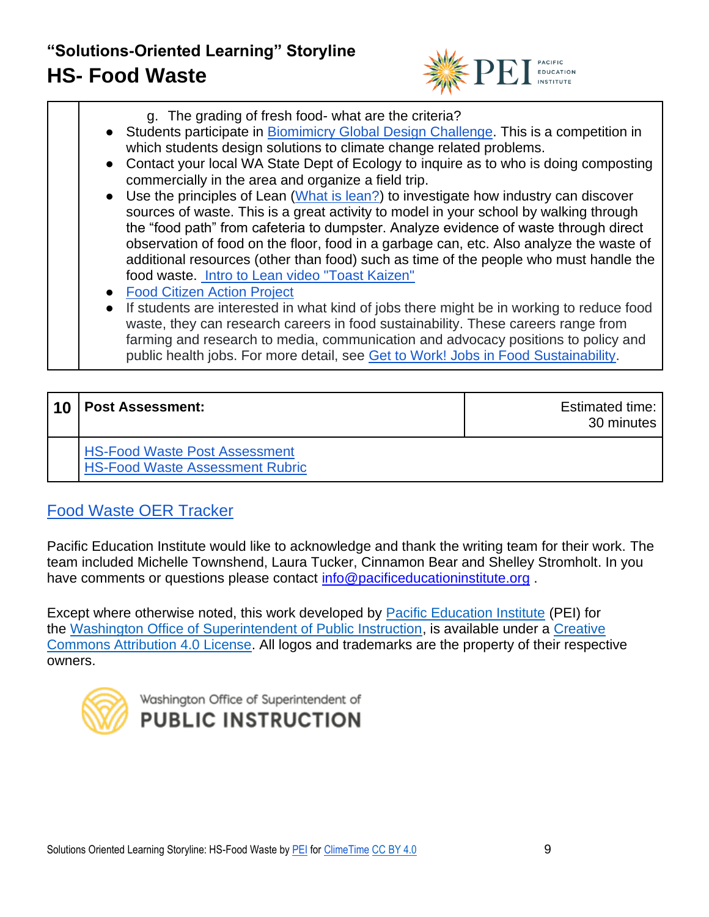| | |
|---|---|
| | g. The grading of fresh food- what are the criteria?<br>● Students participate in Biomimicry Global Design Challenge. This is a competition in which students design solutions to climate change related problems.<br>● Contact your local WA State Dept of Ecology to inquire as to who is doing composting commercially in the area and organize a field trip.<br>● Use the principles of Lean (What is lean?) to investigate how industry can discover sources of waste. This is a great activity to model in your school by walking through the "food path" from cafeteria to dumpster. Analyze evidence of waste through direct observation of food on the floor, food in a garbage can, etc. Also analyze the waste of additional resources (other than food) such as time of the people who must handle the food waste. Intro to Lean video "Toast Kaizen"<br>● Food Citizen Action Project<br>● If students are interested in what kind of jobs there might be in working to reduce food waste, they can research careers in food sustainability. These careers range from farming and research to media, communication and advocacy positions to policy and public health jobs. For more detail, see Get to Work! Jobs in Food Sustainability. |

| 10 | Post Assessment: | Estimated time: 30 minutes |
|---|---|---|
| | HS-Food Waste Post Assessment<br>HS-Food Waste Assessment Rubric | |

Food Waste OER Tracker

Pacific Education Institute would like to acknowledge and thank the writing team for their work. The team included Michelle Townshend, Laura Tucker, Cinnamon Bear and Shelley Stromholt. In you have comments or questions please contact info@pacificeducationinstitute.org .

Except where otherwise noted, this work developed by Pacific Education Institute (PEI) for the Washington Office of Superintendent of Public Instruction, is available under a Creative Commons Attribution 4.0 License. All logos and trademarks are the property of their respective owners.

Washington Office of Superintendent of
PUBLIC INSTRUCTION